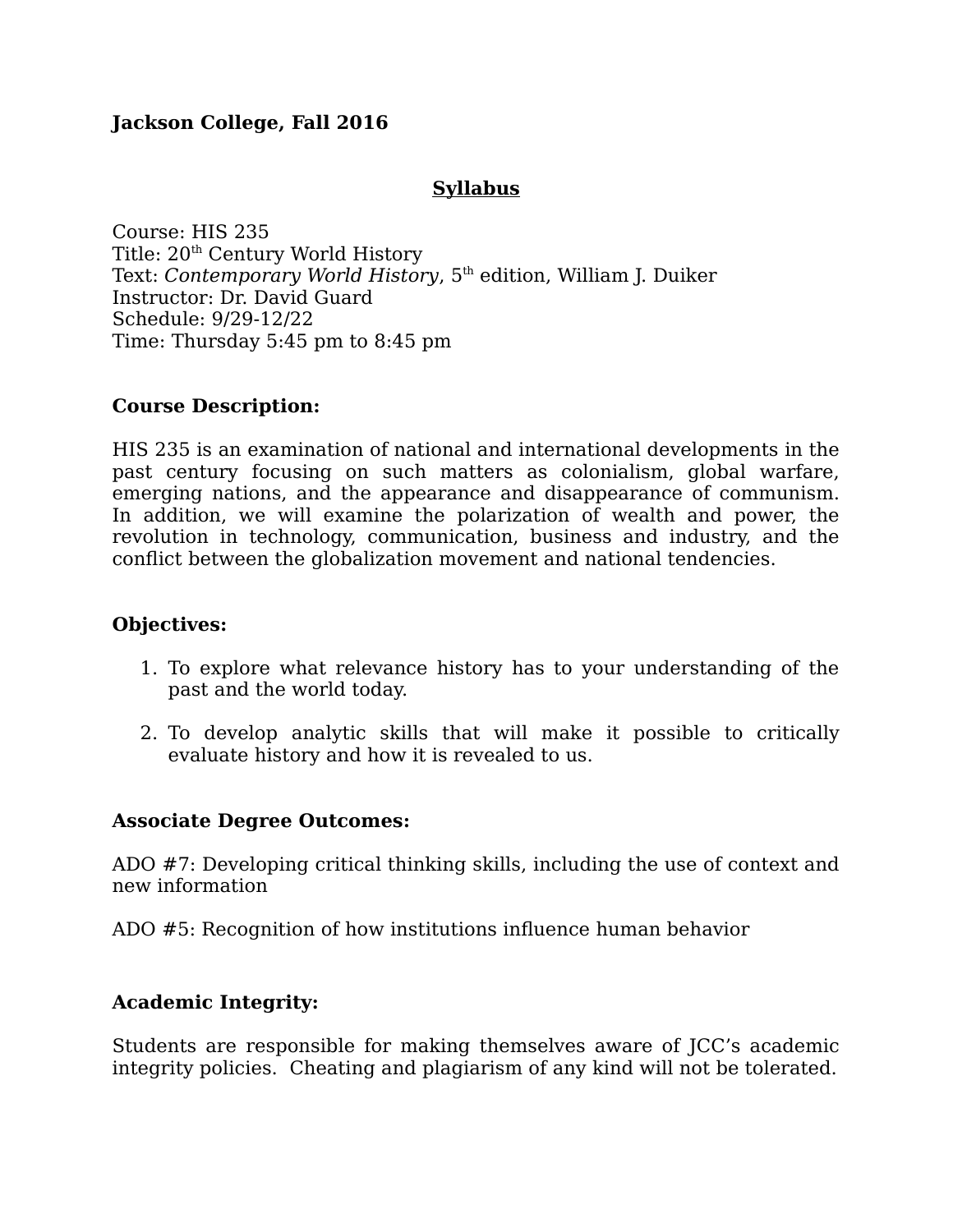**Jackson College, Fall 2016**

## Syllabus

Course: HIS 235
Title: 20th Century World History
Text: *Contemporary World History*, 5th edition, William J. Duiker
Instructor: Dr. David Guard
Schedule: 9/29-12/22
Time: Thursday 5:45 pm to 8:45 pm

### Course Description:

HIS 235 is an examination of national and international developments in the past century focusing on such matters as colonialism, global warfare, emerging nations, and the appearance and disappearance of communism. In addition, we will examine the polarization of wealth and power, the revolution in technology, communication, business and industry, and the conflict between the globalization movement and national tendencies.

### Objectives:

1. To explore what relevance history has to your understanding of the past and the world today.

2. To develop analytic skills that will make it possible to critically evaluate history and how it is revealed to us.

### Associate Degree Outcomes:

ADO #7: Developing critical thinking skills, including the use of context and new information

ADO #5: Recognition of how institutions influence human behavior

### Academic Integrity:

Students are responsible for making themselves aware of JCC's academic integrity policies. Cheating and plagiarism of any kind will not be tolerated.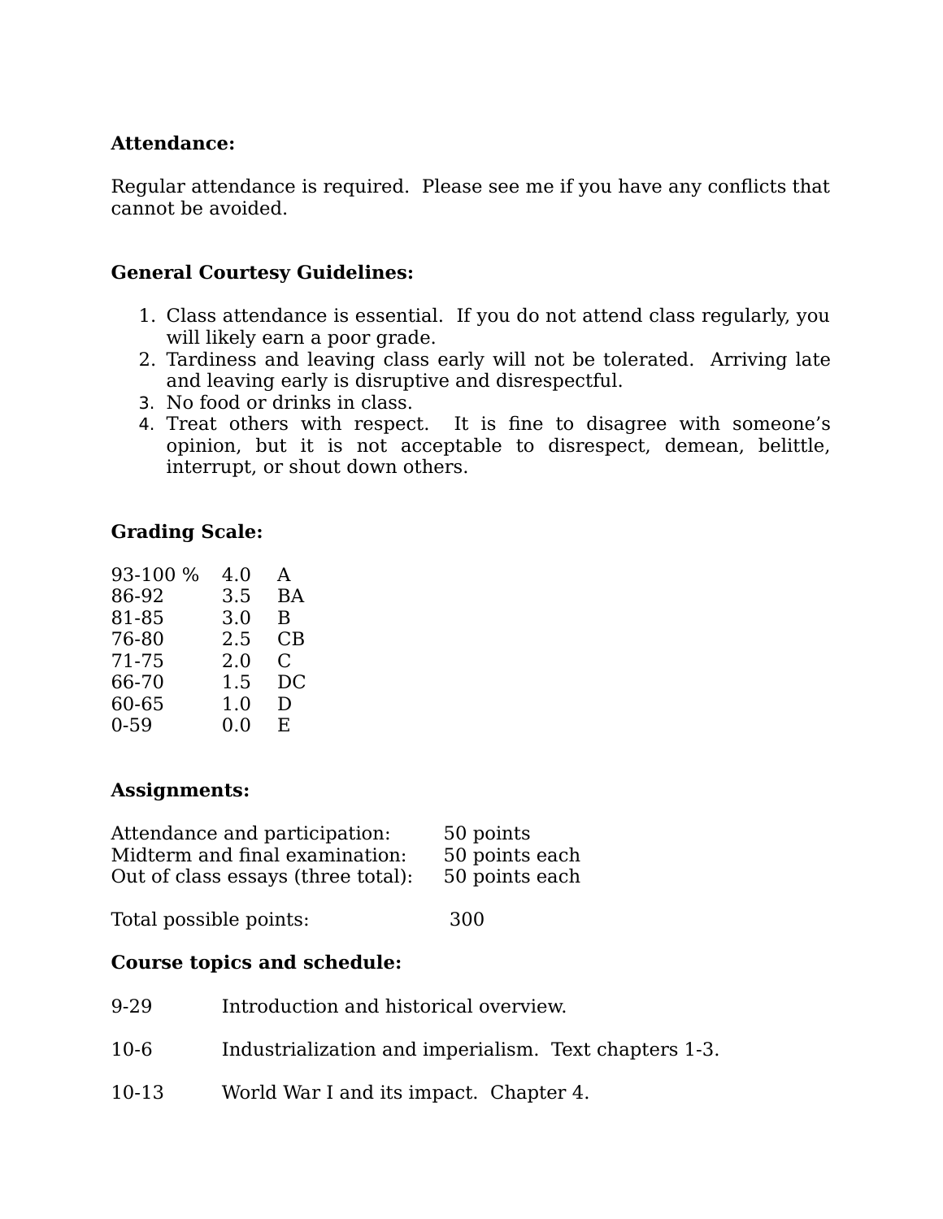**Attendance:**

Regular attendance is required. Please see me if you have any conflicts that cannot be avoided.

**General Courtesy Guidelines:**

1. Class attendance is essential. If you do not attend class regularly, you will likely earn a poor grade.
2. Tardiness and leaving class early will not be tolerated. Arriving late and leaving early is disruptive and disrespectful.
3. No food or drinks in class.
4. Treat others with respect. It is fine to disagree with someone's opinion, but it is not acceptable to disrespect, demean, belittle, interrupt, or shout down others.

**Grading Scale:**

| | | |
|---|---|---|
| 93-100 % | 4.0 | A |
| 86-92 | 3.5 | BA |
| 81-85 | 3.0 | B |
| 76-80 | 2.5 | CB |
| 71-75 | 2.0 | C |
| 66-70 | 1.5 | DC |
| 60-65 | 1.0 | D |
| 0-59 | 0.0 | E |

**Assignments:**

| | |
|---|---|
| Attendance and participation: | 50 points |
| Midterm and final examination: | 50 points each |
| Out of class essays (three total): | 50 points each |

Total possible points: 300

**Course topics and schedule:**

| | |
|---|---|
| 9-29 | Introduction and historical overview. |
| 10-6 | Industrialization and imperialism. Text chapters 1-3. |
| 10-13 | World War I and its impact. Chapter 4. |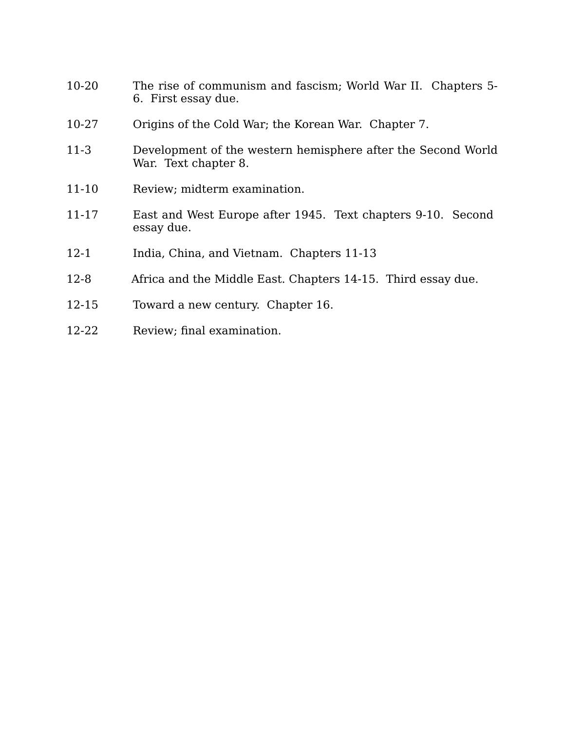10-20 The rise of communism and fascism; World War II. Chapters 5-6. First essay due.

10-27 Origins of the Cold War; the Korean War. Chapter 7.

11-3 Development of the western hemisphere after the Second World War. Text chapter 8.

11-10 Review; midterm examination.

11-17 East and West Europe after 1945. Text chapters 9-10. Second essay due.

12-1 India, China, and Vietnam. Chapters 11-13

12-8 Africa and the Middle East. Chapters 14-15. Third essay due.

12-15 Toward a new century. Chapter 16.

12-22 Review; final examination.